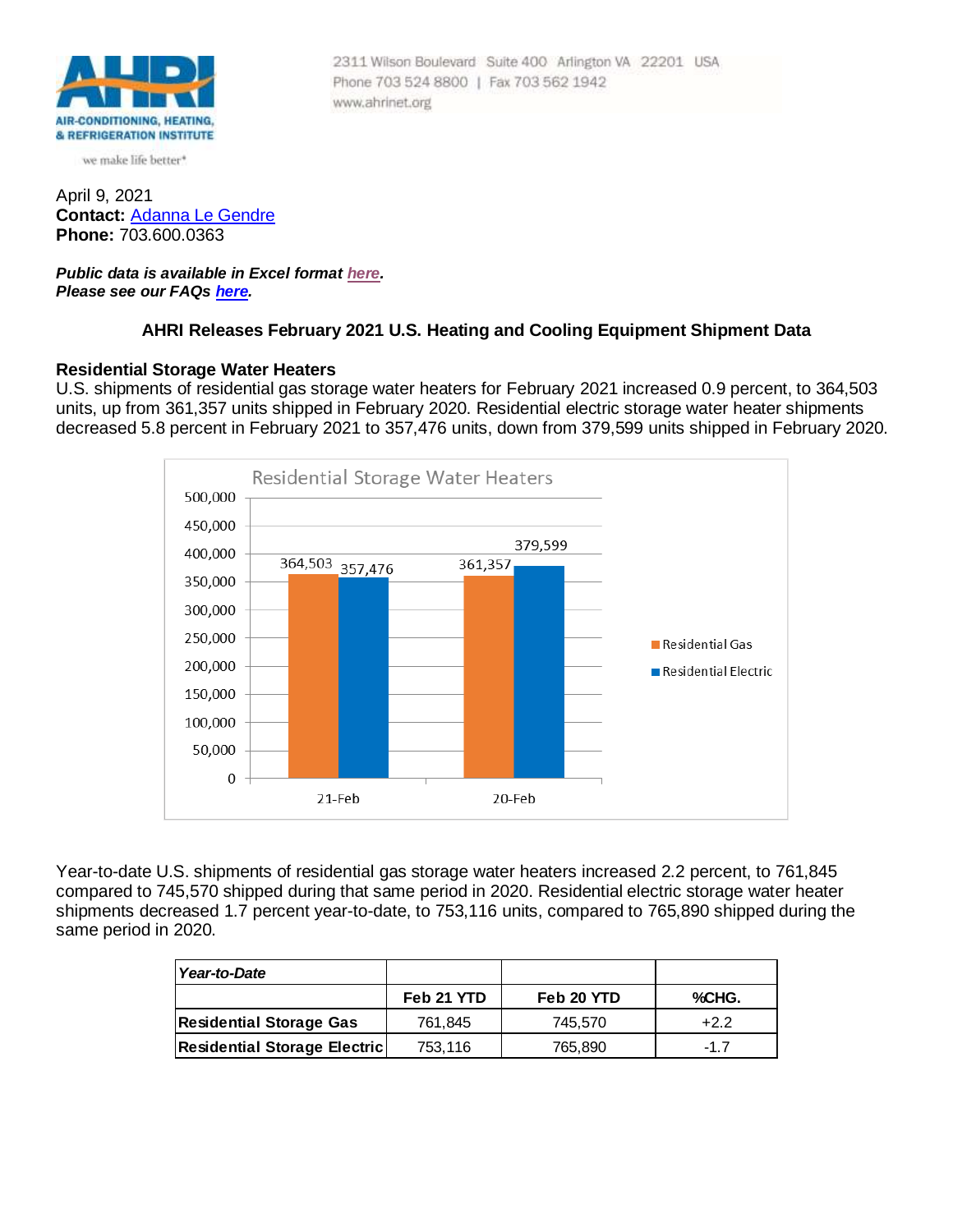2311 Wilson Boulevard Suite 400 Arlington VA 22201 USA
Phone 703 524 8800 | Fax 703 562 1942
www.ahrinet.org

April 9, 2021
**Contact:** Adanna Le Gendre
**Phone:** 703.600.0363

***Public data is available in Excel format here.***
***Please see our FAQs here.***

## AHRI Releases February 2021 U.S. Heating and Cooling Equipment Shipment Data

### Residential Storage Water Heaters

U.S. shipments of residential gas storage water heaters for February 2021 increased 0.9 percent, to 364,503 units, up from 361,357 units shipped in February 2020. Residential electric storage water heater shipments decreased 5.8 percent in February 2021 to 357,476 units, down from 379,599 units shipped in February 2020.

Year-to-date U.S. shipments of residential gas storage water heaters increased 2.2 percent, to 761,845 compared to 745,570 shipped during that same period in 2020. Residential electric storage water heater shipments decreased 1.7 percent year-to-date, to 753,116 units, compared to 765,890 shipped during the same period in 2020.

| *Year-to-Date* | | | |
|---|---|---|---|
| | **Feb 21 YTD** | **Feb 20 YTD** | **%CHG.** |
| **Residential Storage Gas** | 761,845 | 745,570 | +2.2 |
| **Residential Storage Electric** | 753,116 | 765,890 | -1.7 |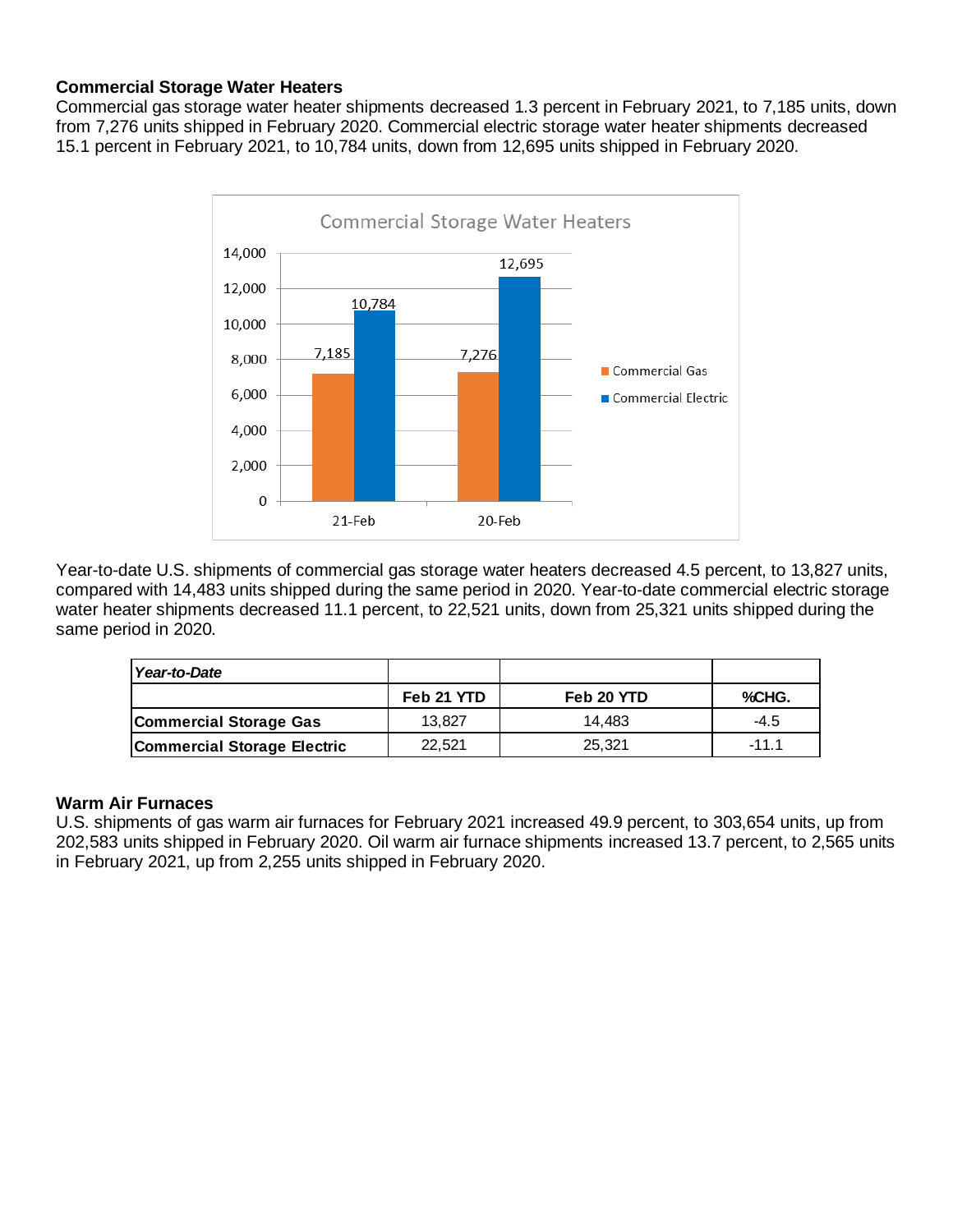## Commercial Storage Water Heaters

Commercial gas storage water heater shipments decreased 1.3 percent in February 2021, to 7,185 units, down from 7,276 units shipped in February 2020. Commercial electric storage water heater shipments decreased 15.1 percent in February 2021, to 10,784 units, down from 12,695 units shipped in February 2020.

Commercial Storage Water Heaters

| | Commercial Gas | Commercial Electric |
|---|---|---|
| 21-Feb | 7,185 | 10,784 |
| 20-Feb | 7,276 | 12,695 |

Year-to-date U.S. shipments of commercial gas storage water heaters decreased 4.5 percent, to 13,827 units, compared with 14,483 units shipped during the same period in 2020. Year-to-date commercial electric storage water heater shipments decreased 11.1 percent, to 22,521 units, down from 25,321 units shipped during the same period in 2020.

| *Year-to-Date* | | | |
|---|---|---|---|
| | **Feb 21 YTD** | **Feb 20 YTD** | **%CHG.** |
| **Commercial Storage Gas** | 13,827 | 14,483 | -4.5 |
| **Commercial Storage Electric** | 22,521 | 25,321 | -11.1 |

## Warm Air Furnaces

U.S. shipments of gas warm air furnaces for February 2021 increased 49.9 percent, to 303,654 units, up from 202,583 units shipped in February 2020. Oil warm air furnace shipments increased 13.7 percent, to 2,565 units in February 2021, up from 2,255 units shipped in February 2020.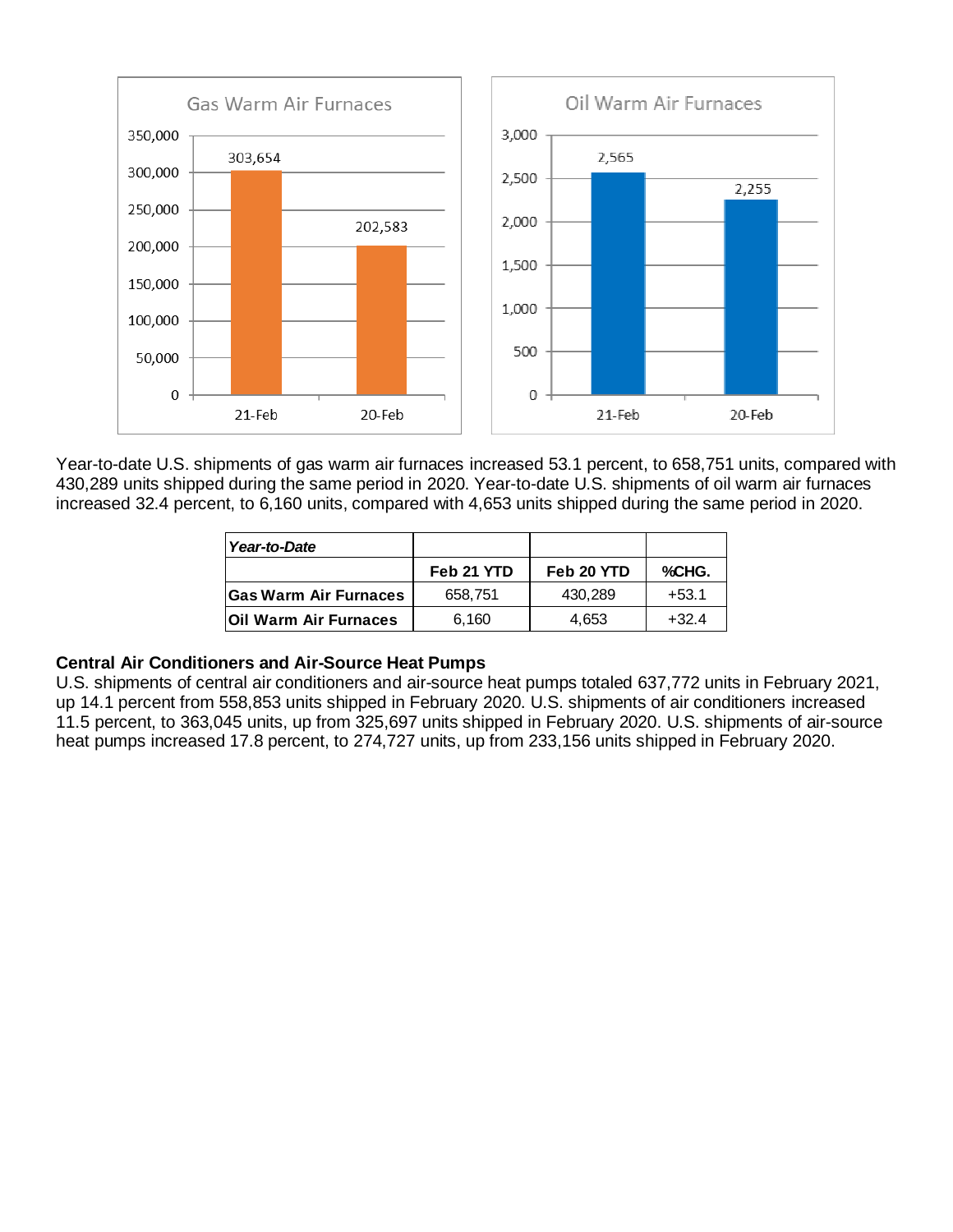Gas Warm Air Furnaces

| | 21-Feb | 20-Feb |
|---|---|---|
| Gas Warm Air Furnaces | 303,654 | 202,583 |

Oil Warm Air Furnaces

| | 21-Feb | 20-Feb |
|---|---|---|
| Oil Warm Air Furnaces | 2,565 | 2,255 |

Year-to-date U.S. shipments of gas warm air furnaces increased 53.1 percent, to 658,751 units, compared with 430,289 units shipped during the same period in 2020. Year-to-date U.S. shipments of oil warm air furnaces increased 32.4 percent, to 6,160 units, compared with 4,653 units shipped during the same period in 2020.

| ***Year-to-Date*** | | | |
|---|---|---|---|
| | **Feb 21 YTD** | **Feb 20 YTD** | **%CHG.** |
| **Gas Warm Air Furnaces** | 658,751 | 430,289 | +53.1 |
| **Oil Warm Air Furnaces** | 6,160 | 4,653 | +32.4 |

**Central Air Conditioners and Air-Source Heat Pumps**

U.S. shipments of central air conditioners and air-source heat pumps totaled 637,772 units in February 2021, up 14.1 percent from 558,853 units shipped in February 2020. U.S. shipments of air conditioners increased 11.5 percent, to 363,045 units, up from 325,697 units shipped in February 2020. U.S. shipments of air-source heat pumps increased 17.8 percent, to 274,727 units, up from 233,156 units shipped in February 2020.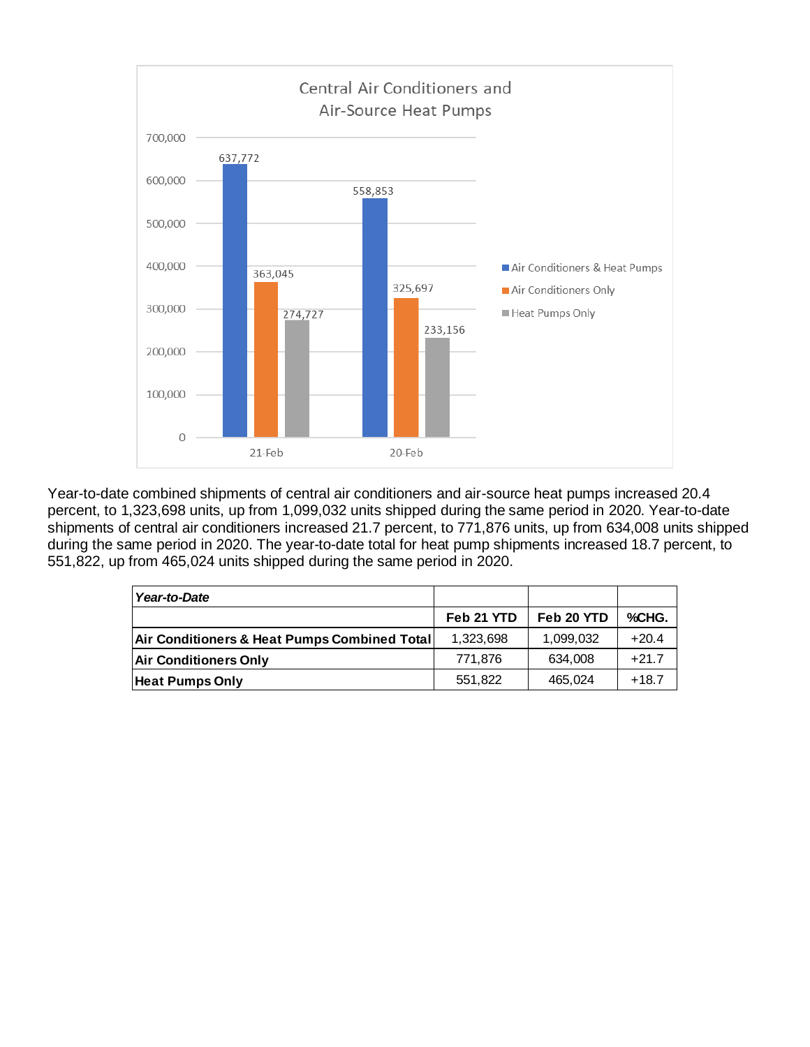**Central Air Conditioners and Air-Source Heat Pumps**

| | 21-Feb | 20-Feb |
|---|---|---|
| Air Conditioners & Heat Pumps | 637,772 | 558,853 |
| Air Conditioners Only | 363,045 | 325,697 |
| Heat Pumps Only | 274,727 | 233,156 |

Year-to-date combined shipments of central air conditioners and air-source heat pumps increased 20.4 percent, to 1,323,698 units, up from 1,099,032 units shipped during the same period in 2020. Year-to-date shipments of central air conditioners increased 21.7 percent, to 771,876 units, up from 634,008 units shipped during the same period in 2020. The year-to-date total for heat pump shipments increased 18.7 percent, to 551,822, up from 465,024 units shipped during the same period in 2020.

| ***Year-to-Date*** | | | |
|---|---|---|---|
| | **Feb 21 YTD** | **Feb 20 YTD** | **%CHG.** |
| **Air Conditioners & Heat Pumps Combined Total** | 1,323,698 | 1,099,032 | +20.4 |
| **Air Conditioners Only** | 771,876 | 634,008 | +21.7 |
| **Heat Pumps Only** | 551,822 | 465,024 | +18.7 |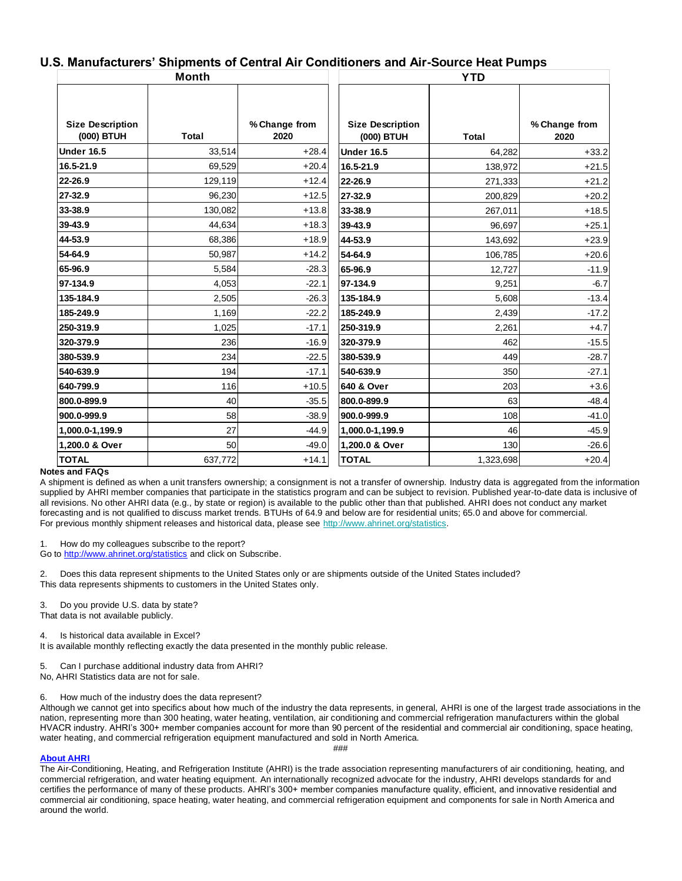## U.S. Manufacturers' Shipments of Central Air Conditioners and Air-Source Heat Pumps

| Month | | | YTD | | |
|---|---|---|---|---|---|
| Size Description (000) BTUH | Total | % Change from 2020 | Size Description (000) BTUH | Total | % Change from 2020 |
| Under 16.5 | 33,514 | +28.4 | Under 16.5 | 64,282 | +33.2 |
| 16.5-21.9 | 69,529 | +20.4 | 16.5-21.9 | 138,972 | +21.5 |
| 22-26.9 | 129,119 | +12.4 | 22-26.9 | 271,333 | +21.2 |
| 27-32.9 | 96,230 | +12.5 | 27-32.9 | 200,829 | +20.2 |
| 33-38.9 | 130,082 | +13.8 | 33-38.9 | 267,011 | +18.5 |
| 39-43.9 | 44,634 | +18.3 | 39-43.9 | 96,697 | +25.1 |
| 44-53.9 | 68,386 | +18.9 | 44-53.9 | 143,692 | +23.9 |
| 54-64.9 | 50,987 | +14.2 | 54-64.9 | 106,785 | +20.6 |
| 65-96.9 | 5,584 | -28.3 | 65-96.9 | 12,727 | -11.9 |
| 97-134.9 | 4,053 | -22.1 | 97-134.9 | 9,251 | -6.7 |
| 135-184.9 | 2,505 | -26.3 | 135-184.9 | 5,608 | -13.4 |
| 185-249.9 | 1,169 | -22.2 | 185-249.9 | 2,439 | -17.2 |
| 250-319.9 | 1,025 | -17.1 | 250-319.9 | 2,261 | +4.7 |
| 320-379.9 | 236 | -16.9 | 320-379.9 | 462 | -15.5 |
| 380-539.9 | 234 | -22.5 | 380-539.9 | 449 | -28.7 |
| 540-639.9 | 194 | -17.1 | 540-639.9 | 350 | -27.1 |
| 640-799.9 | 116 | +10.5 | 640 & Over | 203 | +3.6 |
| 800.0-899.9 | 40 | -35.5 | 800.0-899.9 | 63 | -48.4 |
| 900.0-999.9 | 58 | -38.9 | 900.0-999.9 | 108 | -41.0 |
| 1,000.0-1,199.9 | 27 | -44.9 | 1,000.0-1,199.9 | 46 | -45.9 |
| 1,200.0 & Over | 50 | -49.0 | 1,200.0 & Over | 130 | -26.6 |
| TOTAL | 637,772 | +14.1 | TOTAL | 1,323,698 | +20.4 |

**Notes and FAQs**

A shipment is defined as when a unit transfers ownership; a consignment is not a transfer of ownership. Industry data is aggregated from the information supplied by AHRI member companies that participate in the statistics program and can be subject to revision. Published year-to-date data is inclusive of all revisions. No other AHRI data (e.g., by state or region) is available to the public other than that published. AHRI does not conduct any market forecasting and is not qualified to discuss market trends. BTUHs of 64.9 and below are for residential units; 65.0 and above for commercial. For previous monthly shipment releases and historical data, please see http://www.ahrinet.org/statistics.

1. How do my colleagues subscribe to the report?

Go to http://www.ahrinet.org/statistics and click on Subscribe.

2. Does this data represent shipments to the United States only or are shipments outside of the United States included?

This data represents shipments to customers in the United States only.

3. Do you provide U.S. data by state?

That data is not available publicly.

4. Is historical data available in Excel?

It is available monthly reflecting exactly the data presented in the monthly public release.

5. Can I purchase additional industry data from AHRI?

No, AHRI Statistics data are not for sale.

6. How much of the industry does the data represent?

Although we cannot get into specifics about how much of the industry the data represents, in general, AHRI is one of the largest trade associations in the nation, representing more than 300 heating, water heating, ventilation, air conditioning and commercial refrigeration manufacturers within the global HVACR industry. AHRI's 300+ member companies account for more than 90 percent of the residential and commercial air conditioning, space heating, water heating, and commercial refrigeration equipment manufactured and sold in North America.

###

**About AHRI**

The Air-Conditioning, Heating, and Refrigeration Institute (AHRI) is the trade association representing manufacturers of air conditioning, heating, and commercial refrigeration, and water heating equipment. An internationally recognized advocate for the industry, AHRI develops standards for and certifies the performance of many of these products. AHRI's 300+ member companies manufacture quality, efficient, and innovative residential and commercial air conditioning, space heating, water heating, and commercial refrigeration equipment and components for sale in North America and around the world.